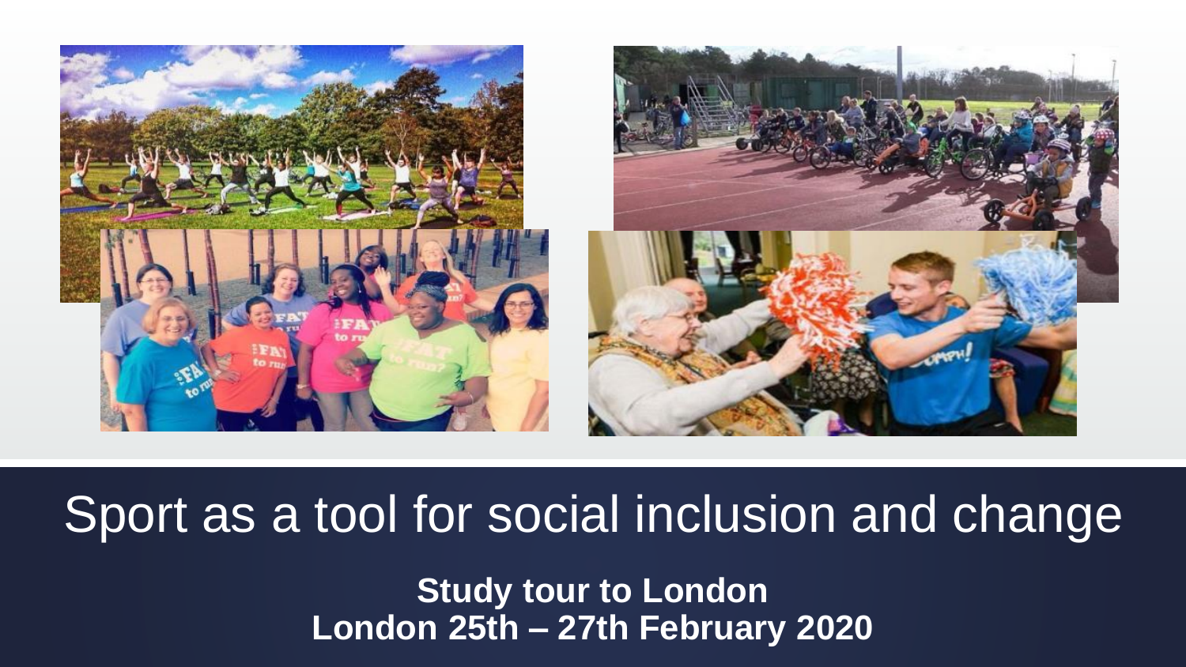# Sport as a tool for social inclusion and change

**Study tour to London**
**London 25th – 27th February 2020**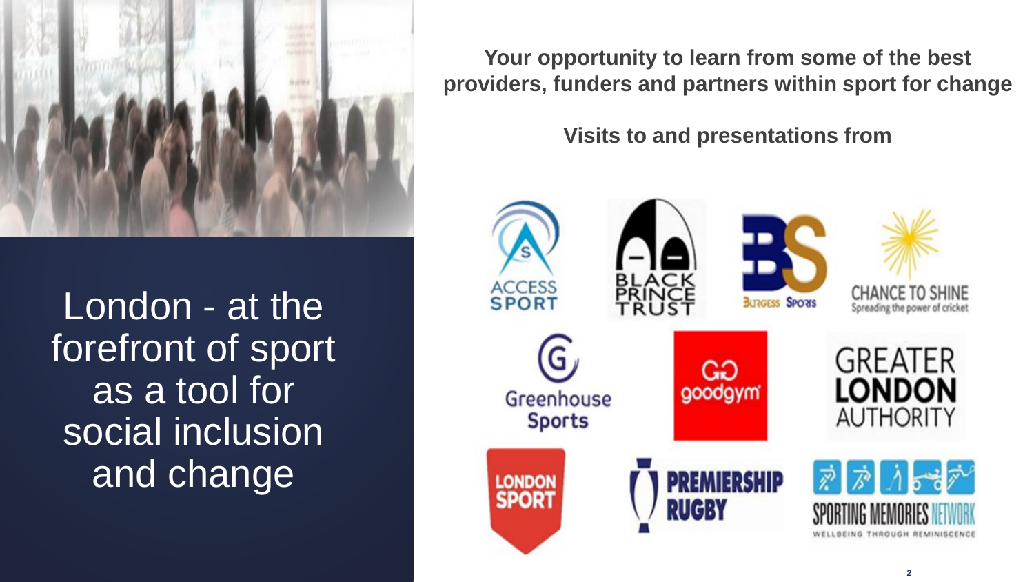# London - at the forefront of sport as a tool for social inclusion and change

**Your opportunity to learn from some of the best providers, funders and partners within sport for change**

**Visits to and presentations from**

- Access Sport
- Black Prince Trust
- Burgess Sports
- Chance to Shine – Spreading the power of cricket
- Greenhouse Sports
- goodgym
- Greater London Authority
- London Sport
- Premiership Rugby
- Sporting Memories Network – Wellbeing through reminiscence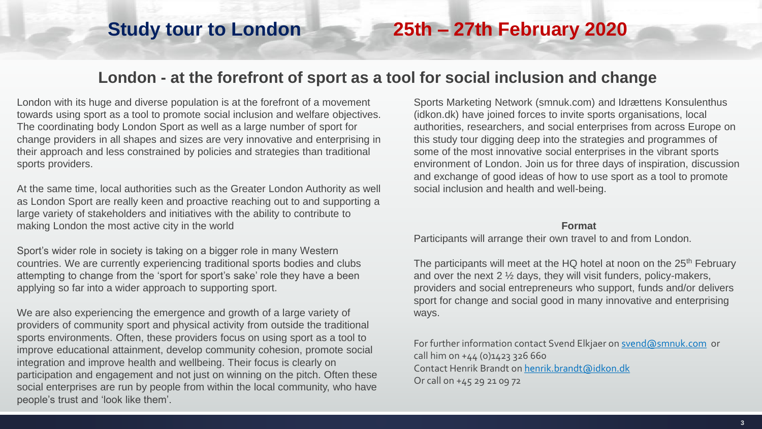# Study tour to London 25th – 27th February 2020

## London - at the forefront of sport as a tool for social inclusion and change

London with its huge and diverse population is at the forefront of a movement towards using sport as a tool to promote social inclusion and welfare objectives. The coordinating body London Sport as well as a large number of sport for change providers in all shapes and sizes are very innovative and enterprising in their approach and less constrained by policies and strategies than traditional sports providers.

At the same time, local authorities such as the Greater London Authority as well as London Sport are really keen and proactive reaching out to and supporting a large variety of stakeholders and initiatives with the ability to contribute to making London the most active city in the world

Sport's wider role in society is taking on a bigger role in many Western countries. We are currently experiencing traditional sports bodies and clubs attempting to change from the 'sport for sport's sake' role they have a been applying so far into a wider approach to supporting sport.

We are also experiencing the emergence and growth of a large variety of providers of community sport and physical activity from outside the traditional sports environments. Often, these providers focus on using sport as a tool to improve educational attainment, develop community cohesion, promote social integration and improve health and wellbeing. Their focus is clearly on participation and engagement and not just on winning on the pitch. Often these social enterprises are run by people from within the local community, who have people's trust and 'look like them'.

Sports Marketing Network (smnuk.com) and Idrættens Konsulenthus (idkon.dk) have joined forces to invite sports organisations, local authorities, researchers, and social enterprises from across Europe on this study tour digging deep into the strategies and programmes of some of the most innovative social enterprises in the vibrant sports environment of London. Join us for three days of inspiration, discussion and exchange of good ideas of how to use sport as a tool to promote social inclusion and health and well-being.

**Format**

Participants will arrange their own travel to and from London.

The participants will meet at the HQ hotel at noon on the 25th February and over the next 2 ½ days, they will visit funders, policy-makers, providers and social entrepreneurs who support, funds and/or delivers sport for change and social good in many innovative and enterprising ways.

For further information contact Svend Elkjaer on svend@smnuk.com or call him on +44 (0)1423 326 660
Contact Henrik Brandt on henrik.brandt@idkon.dk
Or call on +45 29 21 09 72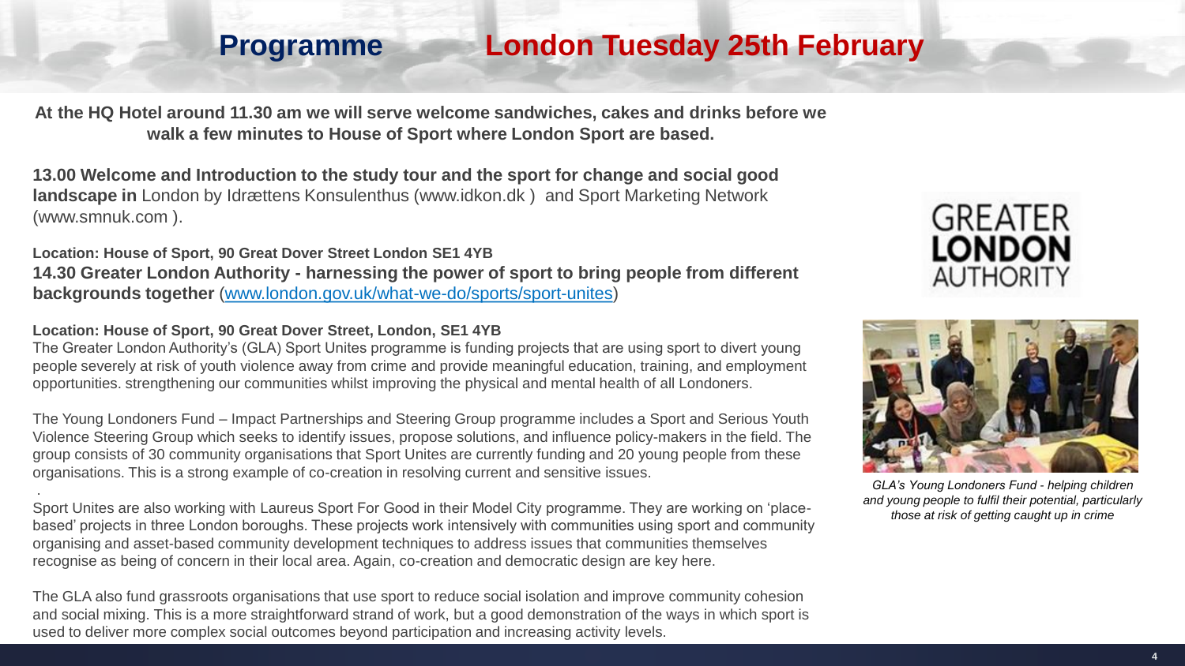# Programme London Tuesday 25th February

**At the HQ Hotel around 11.30 am we will serve welcome sandwiches, cakes and drinks before we walk a few minutes to House of Sport where London Sport are based.**

**13.00 Welcome and Introduction to the study tour and the sport for change and social good landscape in** London by Idrættens Konsulenthus (www.idkon.dk ) and Sport Marketing Network (www.smnuk.com ).

**Location: House of Sport, 90 Great Dover Street London SE1 4YB**

**14.30 Greater London Authority - harnessing the power of sport to bring people from different backgrounds together** ([www.london.gov.uk/what-we-do/sports/sport-unites](www.london.gov.uk/what-we-do/sports/sport-unites))

**Location: House of Sport, 90 Great Dover Street, London, SE1 4YB**

The Greater London Authority's (GLA) Sport Unites programme is funding projects that are using sport to divert young people severely at risk of youth violence away from crime and provide meaningful education, training, and employment opportunities. strengthening our communities whilst improving the physical and mental health of all Londoners.

The Young Londoners Fund – Impact Partnerships and Steering Group programme includes a Sport and Serious Youth Violence Steering Group which seeks to identify issues, propose solutions, and influence policy-makers in the field. The group consists of 30 community organisations that Sport Unites are currently funding and 20 young people from these organisations. This is a strong example of co-creation in resolving current and sensitive issues.

Sport Unites are also working with Laureus Sport For Good in their Model City programme. They are working on 'place-based' projects in three London boroughs. These projects work intensively with communities using sport and community organising and asset-based community development techniques to address issues that communities themselves recognise as being of concern in their local area. Again, co-creation and democratic design are key here.

The GLA also fund grassroots organisations that use sport to reduce social isolation and improve community cohesion and social mixing. This is a more straightforward strand of work, but a good demonstration of the ways in which sport is used to deliver more complex social outcomes beyond participation and increasing activity levels.

GREATER LONDON AUTHORITY

*GLA's Young Londoners Fund - helping children and young people to fulfil their potential, particularly those at risk of getting caught up in crime*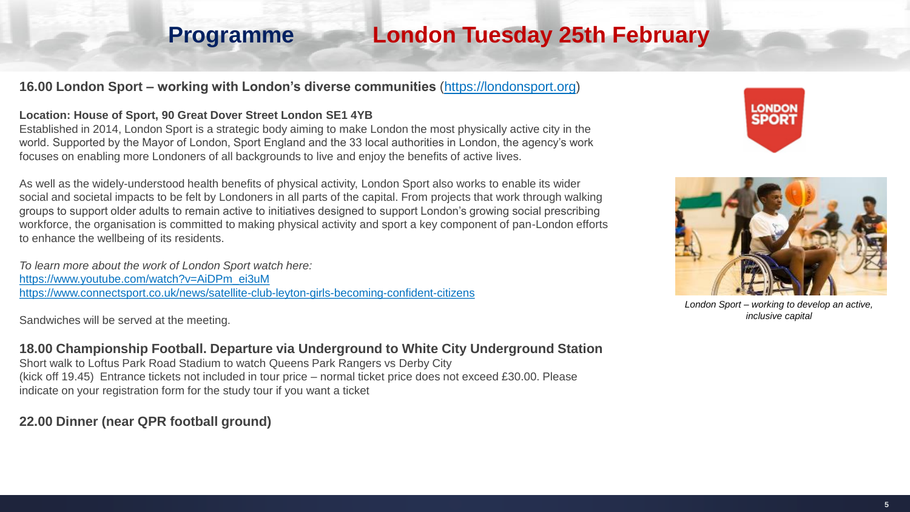# Programme London Tuesday 25th February

**16.00 London Sport – working with London's diverse communities** ([https://londonsport.org](https://londonsport.org))

**Location: House of Sport, 90 Great Dover Street London SE1 4YB**
Established in 2014, London Sport is a strategic body aiming to make London the most physically active city in the world. Supported by the Mayor of London, Sport England and the 33 local authorities in London, the agency's work focuses on enabling more Londoners of all backgrounds to live and enjoy the benefits of active lives.

As well as the widely-understood health benefits of physical activity, London Sport also works to enable its wider social and societal impacts to be felt by Londoners in all parts of the capital. From projects that work through walking groups to support older adults to remain active to initiatives designed to support London's growing social prescribing workforce, the organisation is committed to making physical activity and sport a key component of pan-London efforts to enhance the wellbeing of its residents.

*To learn more about the work of London Sport watch here:*
[https://www.youtube.com/watch?v=AiDPm_ei3uM](https://www.youtube.com/watch?v=AiDPm_ei3uM)
[https://www.connectsport.co.uk/news/satellite-club-leyton-girls-becoming-confident-citizens](https://www.connectsport.co.uk/news/satellite-club-leyton-girls-becoming-confident-citizens)

Sandwiches will be served at the meeting.

*London Sport – working to develop an active, inclusive capital*

**18.00 Championship Football. Departure via Underground to White City Underground Station**
Short walk to Loftus Park Road Stadium to watch Queens Park Rangers vs Derby City
(kick off 19.45) Entrance tickets not included in tour price – normal ticket price does not exceed £30.00. Please indicate on your registration form for the study tour if you want a ticket

**22.00 Dinner (near QPR football ground)**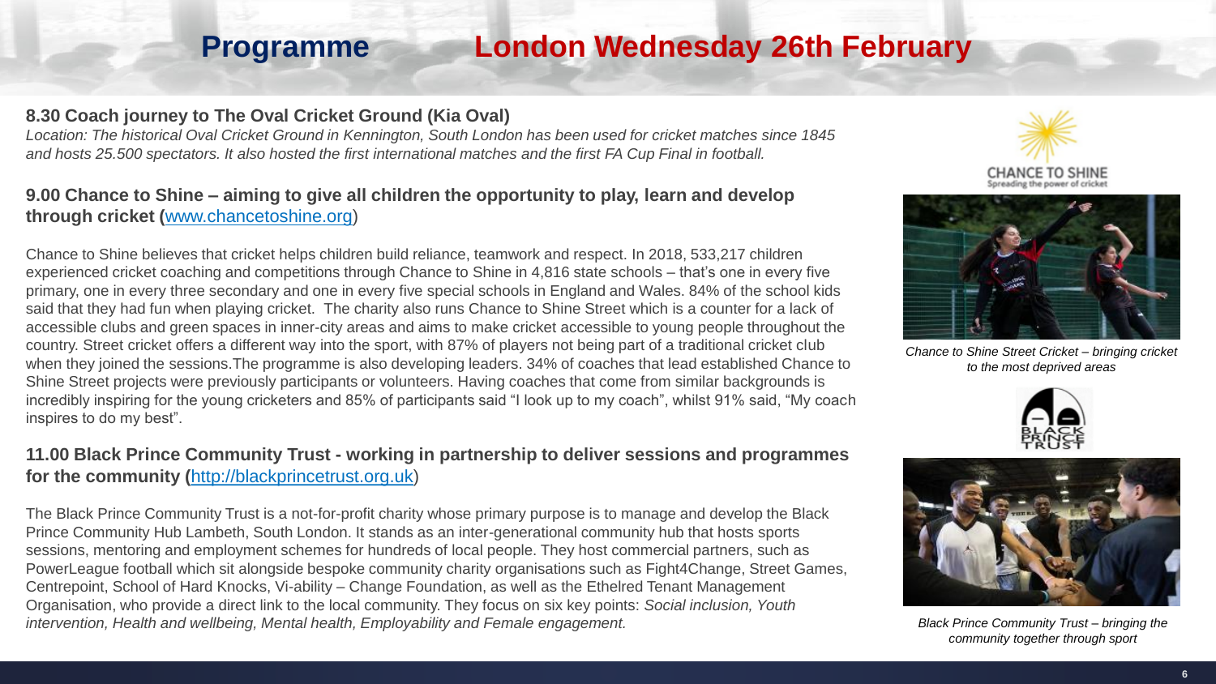# Programme London Wednesday 26th February

**8.30 Coach journey to The Oval Cricket Ground (Kia Oval)**
*Location: The historical Oval Cricket Ground in Kennington, South London has been used for cricket matches since 1845 and hosts 25.500 spectators. It also hosted the first international matches and the first FA Cup Final in football.*

**9.00 Chance to Shine – aiming to give all children the opportunity to play, learn and develop through cricket (**[www.chancetoshine.org](http://www.chancetoshine.org))

Chance to Shine believes that cricket helps children build reliance, teamwork and respect. In 2018, 533,217 children experienced cricket coaching and competitions through Chance to Shine in 4,816 state schools – that's one in every five primary, one in every three secondary and one in every five special schools in England and Wales. 84% of the school kids said that they had fun when playing cricket. The charity also runs Chance to Shine Street which is a counter for a lack of accessible clubs and green spaces in inner-city areas and aims to make cricket accessible to young people throughout the country. Street cricket offers a different way into the sport, with 87% of players not being part of a traditional cricket club when they joined the sessions.The programme is also developing leaders. 34% of coaches that lead established Chance to Shine Street projects were previously participants or volunteers. Having coaches that come from similar backgrounds is incredibly inspiring for the young cricketers and 85% of participants said "I look up to my coach", whilst 91% said, "My coach inspires to do my best".

*Chance to Shine Street Cricket – bringing cricket to the most deprived areas*

**11.00 Black Prince Community Trust - working in partnership to deliver sessions and programmes for the community (**[http://blackprincetrust.org.uk](http://blackprincetrust.org.uk))

The Black Prince Community Trust is a not-for-profit charity whose primary purpose is to manage and develop the Black Prince Community Hub Lambeth, South London. It stands as an inter-generational community hub that hosts sports sessions, mentoring and employment schemes for hundreds of local people. They host commercial partners, such as PowerLeague football which sit alongside bespoke community charity organisations such as Fight4Change, Street Games, Centrepoint, School of Hard Knocks, Vi-ability – Change Foundation, as well as the Ethelred Tenant Management Organisation, who provide a direct link to the local community. They focus on six key points: *Social inclusion, Youth intervention, Health and wellbeing, Mental health, Employability and Female engagement.*

*Black Prince Community Trust – bringing the community together through sport*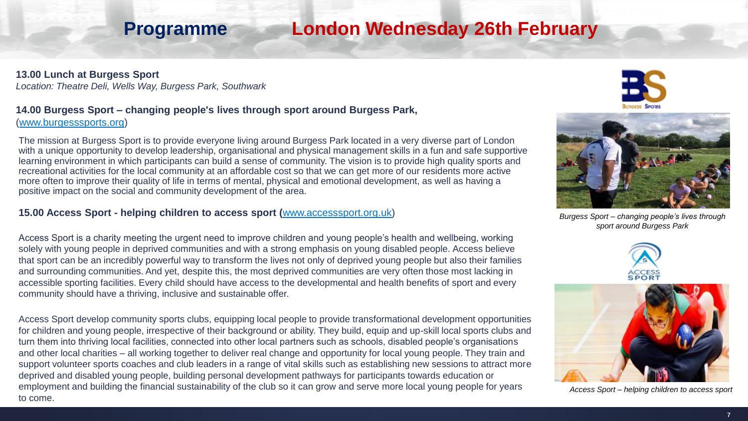# Programme London Wednesday 26th February

**13.00 Lunch at Burgess Sport**
*Location: Theatre Deli, Wells Way, Burgess Park, Southwark*

**14.00 Burgess Sport – changing people's lives through sport around Burgess Park,**
(www.burgesssports.org)

The mission at Burgess Sport is to provide everyone living around Burgess Park located in a very diverse part of London with a unique opportunity to develop leadership, organisational and physical management skills in a fun and safe supportive learning environment in which participants can build a sense of community. The vision is to provide high quality sports and recreational activities for the local community at an affordable cost so that we can get more of our residents more active more often to improve their quality of life in terms of mental, physical and emotional development, as well as having a positive impact on the social and community development of the area.

*Burgess Sport – changing people's lives through sport around Burgess Park*

**15.00 Access Sport - helping children to access sport (**www.accesssport.org.uk)

Access Sport is a charity meeting the urgent need to improve children and young people's health and wellbeing, working solely with young people in deprived communities and with a strong emphasis on young disabled people. Access believe that sport can be an incredibly powerful way to transform the lives not only of deprived young people but also their families and surrounding communities. And yet, despite this, the most deprived communities are very often those most lacking in accessible sporting facilities. Every child should have access to the developmental and health benefits of sport and every community should have a thriving, inclusive and sustainable offer.

Access Sport develop community sports clubs, equipping local people to provide transformational development opportunities for children and young people, irrespective of their background or ability. They build, equip and up-skill local sports clubs and turn them into thriving local facilities, connected into other local partners such as schools, disabled people's organisations and other local charities – all working together to deliver real change and opportunity for local young people. They train and support volunteer sports coaches and club leaders in a range of vital skills such as establishing new sessions to attract more deprived and disabled young people, building personal development pathways for participants towards education or employment and building the financial sustainability of the club so it can grow and serve more local young people for years to come.

*Access Sport – helping children to access sport*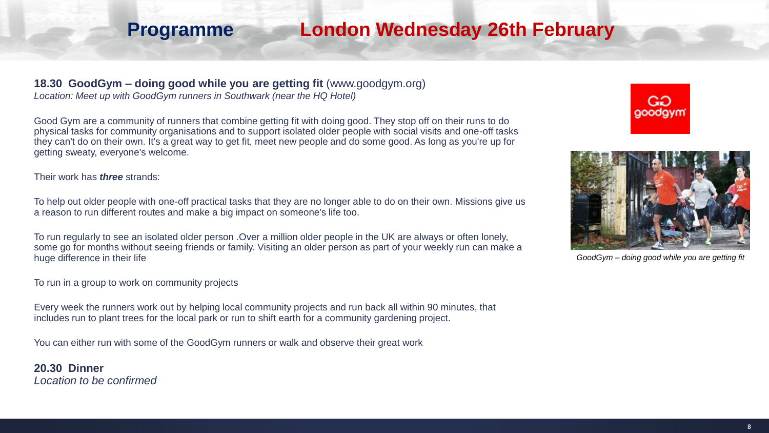# Programme London Wednesday 26th February

**18.30 GoodGym – doing good while you are getting fit** (www.goodgym.org)
*Location: Meet up with GoodGym runners in Southwark (near the HQ Hotel)*

Good Gym are a community of runners that combine getting fit with doing good. They stop off on their runs to do physical tasks for community organisations and to support isolated older people with social visits and one-off tasks they can't do on their own. It's a great way to get fit, meet new people and do some good. As long as you're up for getting sweaty, everyone's welcome.

Their work has ***three*** strands:

To help out older people with one-off practical tasks that they are no longer able to do on their own. Missions give us a reason to run different routes and make a big impact on someone's life too.

To run regularly to see an isolated older person .Over a million older people in the UK are always or often lonely, some go for months without seeing friends or family. Visiting an older person as part of your weekly run can make a huge difference in their life

To run in a group to work on community projects

Every week the runners work out by helping local community projects and run back all within 90 minutes, that includes run to plant trees for the local park or run to shift earth for a community gardening project.

You can either run with some of the GoodGym runners or walk and observe their great work

*GoodGym – doing good while you are getting fit*

**20.30 Dinner**
*Location to be confirmed*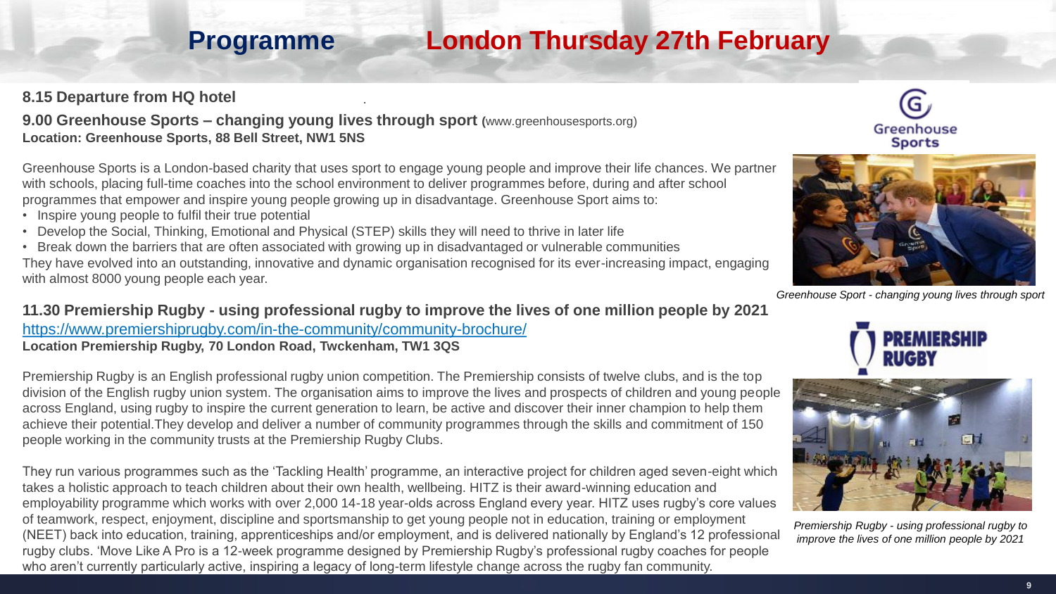# Programme London Thursday 27th February

**8.15 Departure from HQ hotel**

**9.00 Greenhouse Sports – changing young lives through sport** (www.greenhousesports.org)
**Location: Greenhouse Sports, 88 Bell Street, NW1 5NS**

Greenhouse Sports is a London-based charity that uses sport to engage young people and improve their life chances. We partner with schools, placing full-time coaches into the school environment to deliver programmes before, during and after school programmes that empower and inspire young people growing up in disadvantage. Greenhouse Sport aims to:

- Inspire young people to fulfil their true potential
- Develop the Social, Thinking, Emotional and Physical (STEP) skills they will need to thrive in later life
- Break down the barriers that are often associated with growing up in disadvantaged or vulnerable communities

They have evolved into an outstanding, innovative and dynamic organisation recognised for its ever-increasing impact, engaging with almost 8000 young people each year.

*Greenhouse Sport - changing young lives through sport*

**11.30 Premiership Rugby - using professional rugby to improve the lives of one million people by 2021**
https://www.premiershiprugby.com/in-the-community/community-brochure/
**Location Premiership Rugby, 70 London Road, Twckenham, TW1 3QS**

Premiership Rugby is an English professional rugby union competition. The Premiership consists of twelve clubs, and is the top division of the English rugby union system. The organisation aims to improve the lives and prospects of children and young people across England, using rugby to inspire the current generation to learn, be active and discover their inner champion to help them achieve their potential.They develop and deliver a number of community programmes through the skills and commitment of 150 people working in the community trusts at the Premiership Rugby Clubs.

They run various programmes such as the 'Tackling Health' programme, an interactive project for children aged seven-eight which takes a holistic approach to teach children about their own health, wellbeing. HITZ is their award-winning education and employability programme which works with over 2,000 14-18 year-olds across England every year. HITZ uses rugby's core values of teamwork, respect, enjoyment, discipline and sportsmanship to get young people not in education, training or employment (NEET) back into education, training, apprenticeships and/or employment, and is delivered nationally by England's 12 professional rugby clubs. 'Move Like A Pro is a 12-week programme designed by Premiership Rugby's professional rugby coaches for people who aren't currently particularly active, inspiring a legacy of long-term lifestyle change across the rugby fan community.

*Premiership Rugby - using professional rugby to improve the lives of one million people by 2021*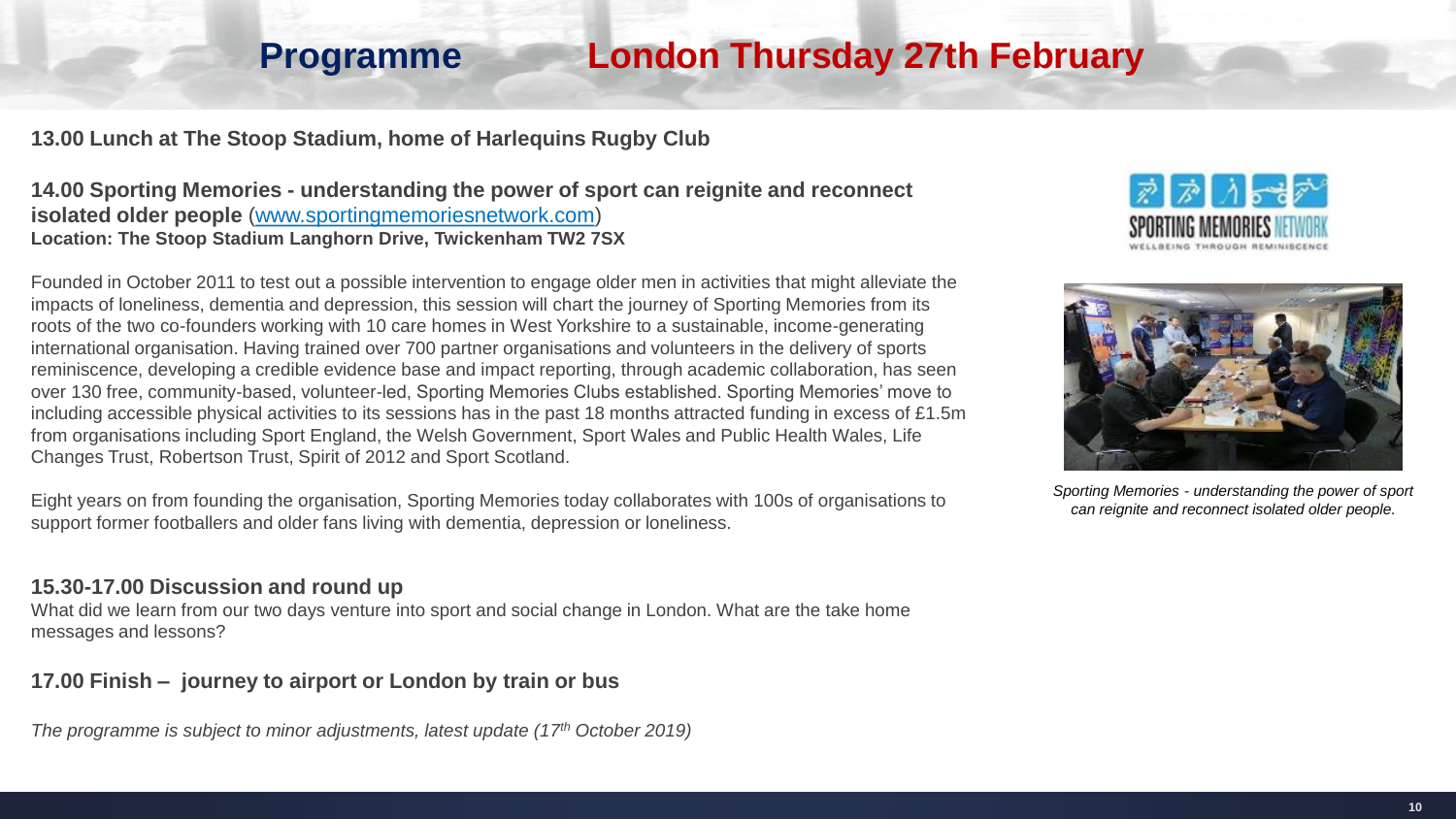# Programme London Thursday 27th February

**13.00 Lunch at The Stoop Stadium, home of Harlequins Rugby Club**

**14.00 Sporting Memories - understanding the power of sport can reignite and reconnect isolated older people** (www.sportingmemoriesnetwork.com)
**Location: The Stoop Stadium Langhorn Drive, Twickenham TW2 7SX**

Founded in October 2011 to test out a possible intervention to engage older men in activities that might alleviate the impacts of loneliness, dementia and depression, this session will chart the journey of Sporting Memories from its roots of the two co-founders working with 10 care homes in West Yorkshire to a sustainable, income-generating international organisation. Having trained over 700 partner organisations and volunteers in the delivery of sports reminiscence, developing a credible evidence base and impact reporting, through academic collaboration, has seen over 130 free, community-based, volunteer-led, Sporting Memories Clubs established. Sporting Memories' move to including accessible physical activities to its sessions has in the past 18 months attracted funding in excess of £1.5m from organisations including Sport England, the Welsh Government, Sport Wales and Public Health Wales, Life Changes Trust, Robertson Trust, Spirit of 2012 and Sport Scotland.

Eight years on from founding the organisation, Sporting Memories today collaborates with 100s of organisations to support former footballers and older fans living with dementia, depression or loneliness.

*Sporting Memories - understanding the power of sport can reignite and reconnect isolated older people.*

**15.30-17.00 Discussion and round up**
What did we learn from our two days venture into sport and social change in London. What are the take home messages and lessons?

**17.00 Finish – journey to airport or London by train or bus**

*The programme is subject to minor adjustments, latest update (17th October 2019)*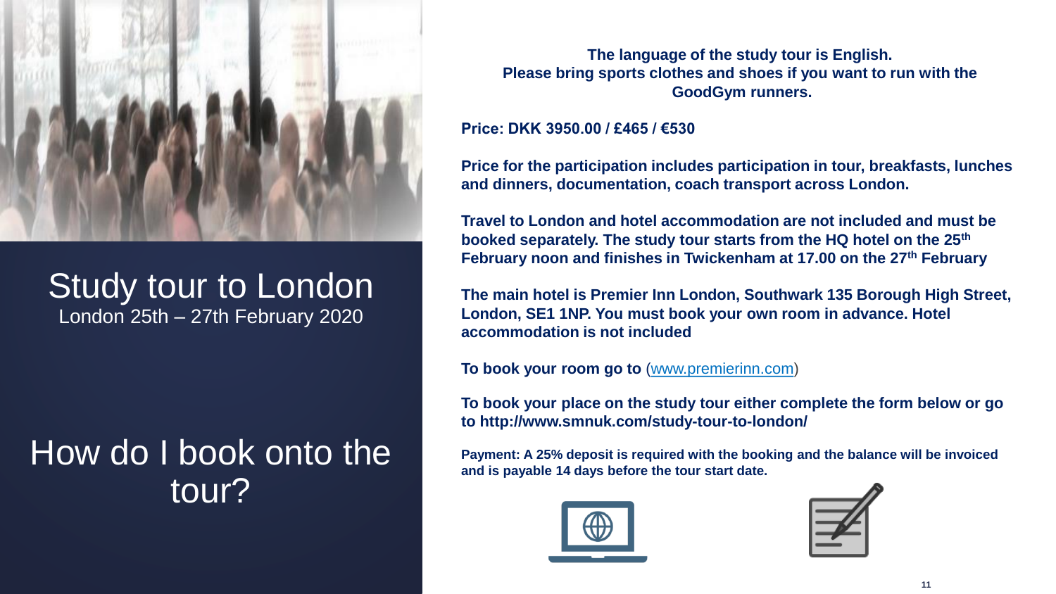# Study tour to London

London 25th – 27th February 2020

## How do I book onto the tour?

**The language of the study tour is English.**
**Please bring sports clothes and shoes if you want to run with the GoodGym runners.**

**Price: DKK 3950.00 / £465 / €530**

**Price for the participation includes participation in tour, breakfasts, lunches and dinners, documentation, coach transport across London.**

**Travel to London and hotel accommodation are not included and must be booked separately. The study tour starts from the HQ hotel on the 25th February noon and finishes in Twickenham at 17.00 on the 27th February**

**The main hotel is Premier Inn London, Southwark 135 Borough High Street, London, SE1 1NP. You must book your own room in advance. Hotel accommodation is not included**

**To book your room go to** (www.premierinn.com)

**To book your place on the study tour either complete the form below or go to http://www.smnuk.com/study-tour-to-london/**

**Payment: A 25% deposit is required with the booking and the balance will be invoiced and is payable 14 days before the tour start date.**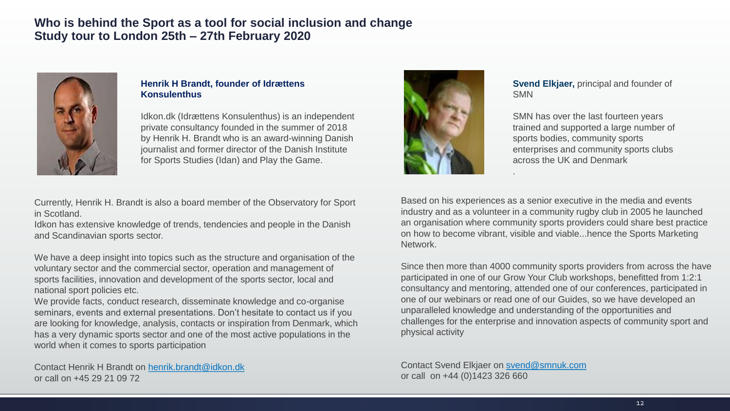# Who is behind the Sport as a tool for social inclusion and change
# Study tour to London 25th – 27th February 2020

**Henrik H Brandt, founder of Idrættens Konsulenthus**

Idkon.dk (Idrættens Konsulenthus) is an independent private consultancy founded in the summer of 2018 by Henrik H. Brandt who is an award-winning Danish journalist and former director of the Danish Institute for Sports Studies (Idan) and Play the Game.

Currently, Henrik H. Brandt is also a board member of the Observatory for Sport in Scotland.
Idkon has extensive knowledge of trends, tendencies and people in the Danish and Scandinavian sports sector.

We have a deep insight into topics such as the structure and organisation of the voluntary sector and the commercial sector, operation and management of sports facilities, innovation and development of the sports sector, local and national sport policies etc.
We provide facts, conduct research, disseminate knowledge and co-organise seminars, events and external presentations. Don't hesitate to contact us if you are looking for knowledge, analysis, contacts or inspiration from Denmark, which has a very dynamic sports sector and one of the most active populations in the world when it comes to sports participation

Contact Henrik H Brandt on henrik.brandt@idkon.dk
or call on +45 29 21 09 72

**Svend Elkjaer,** principal and founder of SMN

SMN has over the last fourteen years trained and supported a large number of sports bodies, community sports enterprises and community sports clubs across the UK and Denmark

.

Based on his experiences as a senior executive in the media and events industry and as a volunteer in a community rugby club in 2005 he launched an organisation where community sports providers could share best practice on how to become vibrant, visible and viable...hence the Sports Marketing Network.

Since then more than 4000 community sports providers from across the have participated in one of our Grow Your Club workshops, benefitted from 1:2:1 consultancy and mentoring, attended one of our conferences, participated in one of our webinars or read one of our Guides, so we have developed an unparalleled knowledge and understanding of the opportunities and challenges for the enterprise and innovation aspects of community sport and physical activity

Contact Svend Elkjaer on svend@smnuk.com
or call on +44 (0)1423 326 660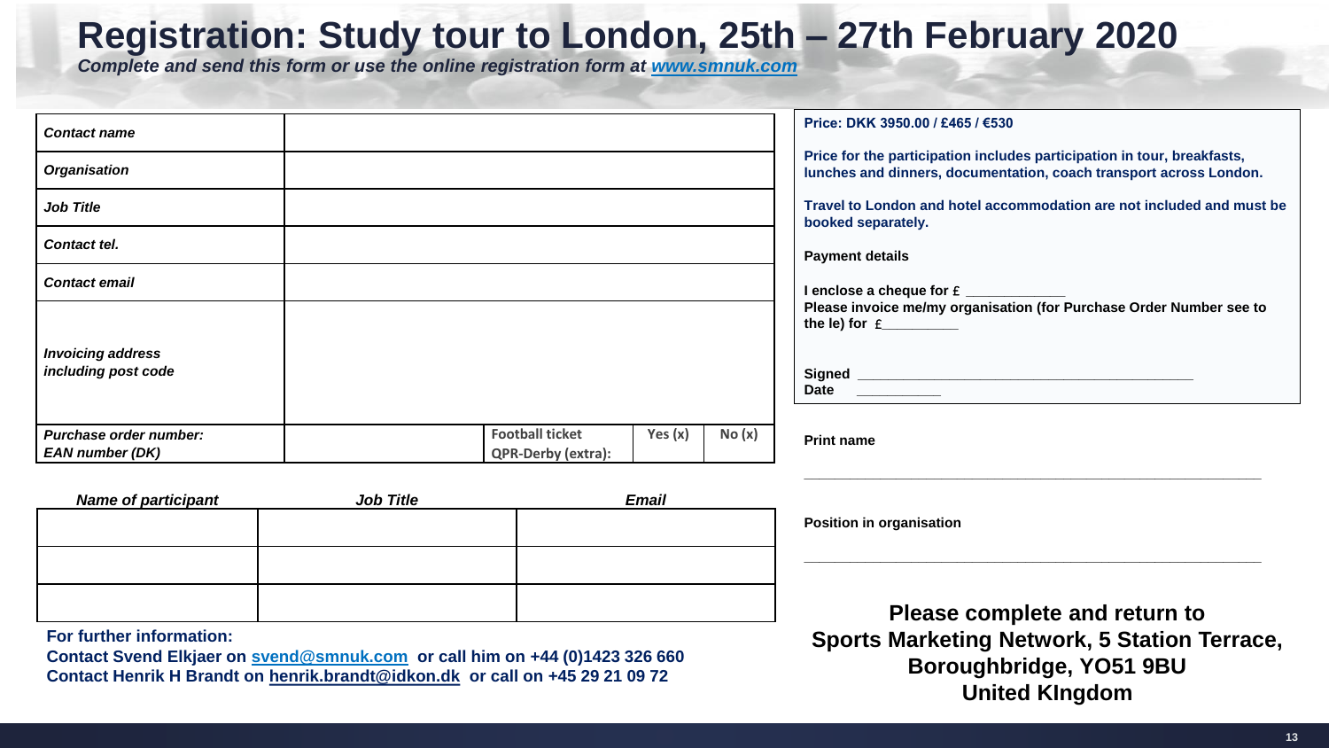# Registration: Study tour to London, 25th – 27th February 2020

***Complete and send this form or use the online registration form at [www.smnuk.com](http://www.smnuk.com)***

| | | | | |
|---|---|---|---|---|
| ***Contact name*** | | | | |
| ***Organisation*** | | | | |
| ***Job Title*** | | | | |
| ***Contact tel.*** | | | | |
| ***Contact email*** | | | | |
| ***Invoicing address including post code*** | | | | |
| ***Purchase order number: EAN number (DK)*** | | **Football ticket QPR-Derby (extra):** | **Yes (x)** | **No (x)** |

| *Name of participant* | *Job Title* | *Email* |
|---|---|---|
| | | |
| | | |
| | | |

**For further information:**

**Contact Svend Elkjaer on [svend@smnuk.com](mailto:svend@smnuk.com) or call him on +44 (0)1423 326 660**
**Contact Henrik H Brandt on [henrik.brandt@idkon.dk](mailto:henrik.brandt@idkon.dk) or call on +45 29 21 09 72**

**Price: DKK 3950.00 / £465 / €530**

**Price for the participation includes participation in tour, breakfasts, lunches and dinners, documentation, coach transport across London.**

**Travel to London and hotel accommodation are not included and must be booked separately.**

**Payment details**

**I enclose a cheque for £ \_\_\_\_\_\_\_\_\_\_\_\_**
**Please invoice me/my organisation (for Purchase Order Number see to the le) for £\_\_\_\_\_\_\_\_\_\_**

**Signed \_\_\_\_\_\_\_\_\_\_\_\_\_\_\_\_\_\_\_\_\_\_\_\_\_\_\_\_\_\_\_\_\_\_\_\_\_\_\_\_\_\_\_\_**
**Date \_\_\_\_\_\_\_\_\_\_\_\_**

**Print name**

\_\_\_\_\_\_\_\_\_\_\_\_\_\_\_\_\_\_\_\_\_\_\_\_\_\_\_\_\_\_\_\_\_\_\_\_\_\_\_\_\_\_\_\_\_\_\_\_\_\_\_\_\_\_\_\_

**Position in organisation**

\_\_\_\_\_\_\_\_\_\_\_\_\_\_\_\_\_\_\_\_\_\_\_\_\_\_\_\_\_\_\_\_\_\_\_\_\_\_\_\_\_\_\_\_\_\_\_\_\_\_\_\_\_\_\_\_

**Please complete and return to**
**Sports Marketing Network, 5 Station Terrace,**
**Boroughbridge, YO51 9BU**
**United KIngdom**